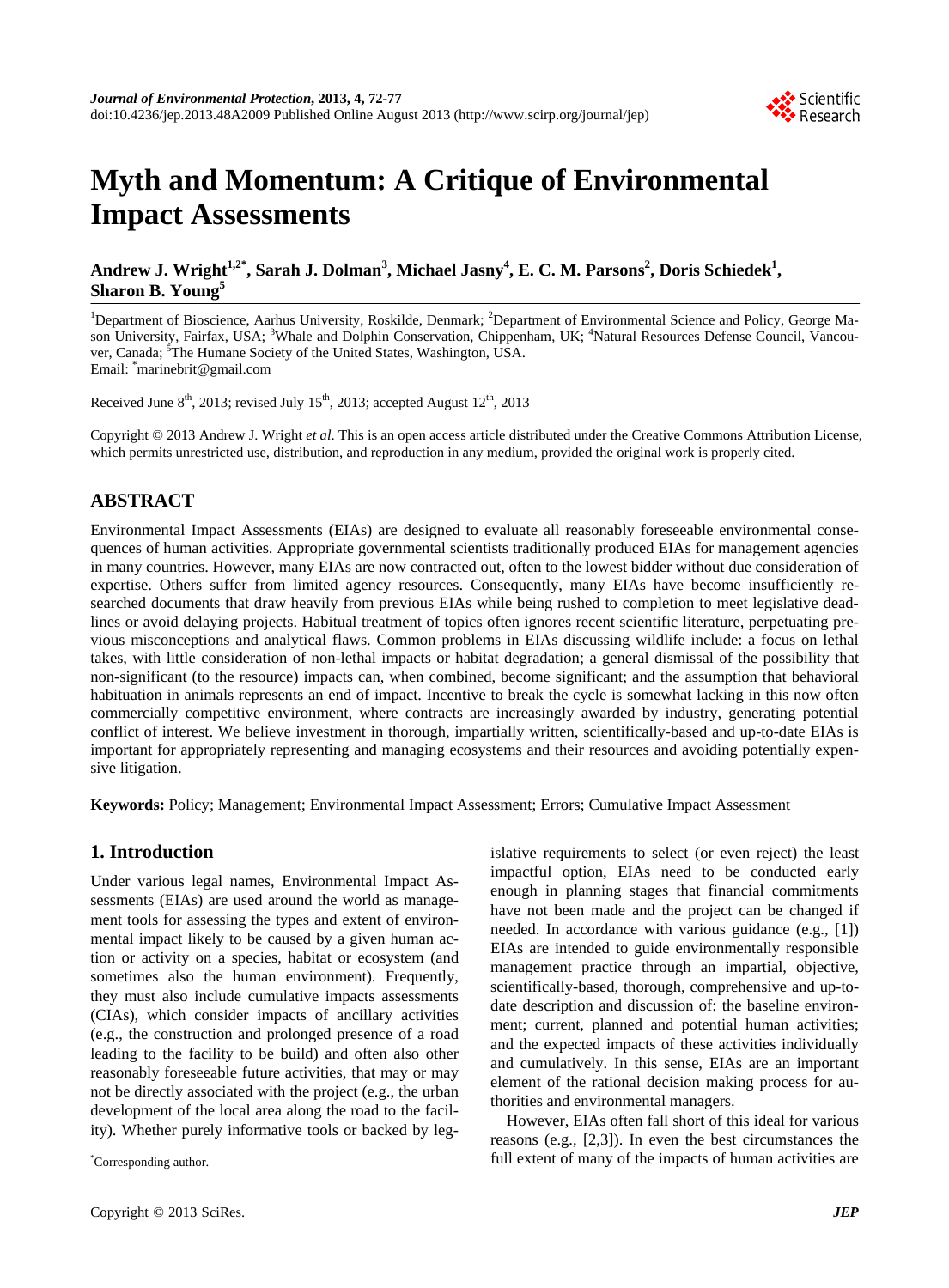# Myth and Momentum: A Critique of Environmental Impact Assessments

**Andrew J. Wright[1,2*], Sarah J. Dolman[3], Michael Jasny[4], E. C. M. Parsons[2], Doris Schiedek[1], Sharon B. Young[5]**

[1]Department of Bioscience, Aarhus University, Roskilde, Denmark; [2]Department of Environmental Science and Policy, George Mason University, Fairfax, USA; [3]Whale and Dolphin Conservation, Chippenham, UK; [4]Natural Resources Defense Council, Vancouver, Canada; [5]The Humane Society of the United States, Washington, USA.
Email: *marinebrit@gmail.com

Received June 8th, 2013; revised July 15th, 2013; accepted August 12th, 2013

Copyright © 2013 Andrew J. Wright *et al*. This is an open access article distributed under the Creative Commons Attribution License, which permits unrestricted use, distribution, and reproduction in any medium, provided the original work is properly cited.

## ABSTRACT

Environmental Impact Assessments (EIAs) are designed to evaluate all reasonably foreseeable environmental consequences of human activities. Appropriate governmental scientists traditionally produced EIAs for management agencies in many countries. However, many EIAs are now contracted out, often to the lowest bidder without due consideration of expertise. Others suffer from limited agency resources. Consequently, many EIAs have become insufficiently researched documents that draw heavily from previous EIAs while being rushed to completion to meet legislative deadlines or avoid delaying projects. Habitual treatment of topics often ignores recent scientific literature, perpetuating previous misconceptions and analytical flaws. Common problems in EIAs discussing wildlife include: a focus on lethal takes, with little consideration of non-lethal impacts or habitat degradation; a general dismissal of the possibility that non-significant (to the resource) impacts can, when combined, become significant; and the assumption that behavioral habituation in animals represents an end of impact. Incentive to break the cycle is somewhat lacking in this now often commercially competitive environment, where contracts are increasingly awarded by industry, generating potential conflict of interest. We believe investment in thorough, impartially written, scientifically-based and up-to-date EIAs is important for appropriately representing and managing ecosystems and their resources and avoiding potentially expensive litigation.

**Keywords:** Policy; Management; Environmental Impact Assessment; Errors; Cumulative Impact Assessment

## 1. Introduction

Under various legal names, Environmental Impact Assessments (EIAs) are used around the world as management tools for assessing the types and extent of environmental impact likely to be caused by a given human action or activity on a species, habitat or ecosystem (and sometimes also the human environment). Frequently, they must also include cumulative impacts assessments (CIAs), which consider impacts of ancillary activities (e.g., the construction and prolonged presence of a road leading to the facility to be build) and often also other reasonably foreseeable future activities, that may or may not be directly associated with the project (e.g., the urban development of the local area along the road to the facility). Whether purely informative tools or backed by legislative requirements to select (or even reject) the least impactful option, EIAs need to be conducted early enough in planning stages that financial commitments have not been made and the project can be changed if needed. In accordance with various guidance (e.g., [1]) EIAs are intended to guide environmentally responsible management practice through an impartial, objective, scientifically-based, thorough, comprehensive and up-to-date description and discussion of: the baseline environment; current, planned and potential human activities; and the expected impacts of these activities individually and cumulatively. In this sense, EIAs are an important element of the rational decision making process for authorities and environmental managers.

However, EIAs often fall short of this ideal for various reasons (e.g., [2,3]). In even the best circumstances the full extent of many of the impacts of human activities are

*Corresponding author.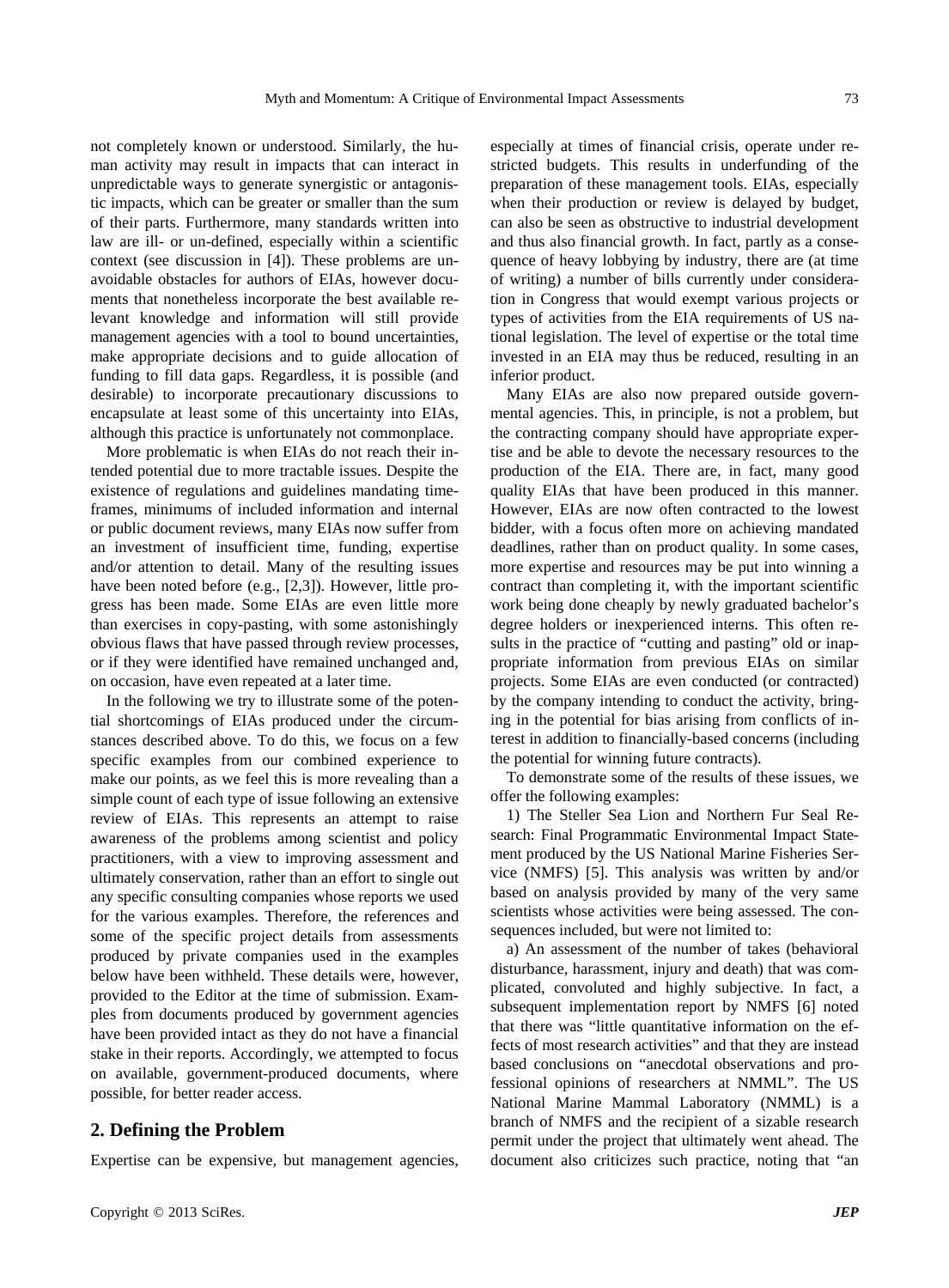not completely known or understood. Similarly, the human activity may result in impacts that can interact in unpredictable ways to generate synergistic or antagonistic impacts, which can be greater or smaller than the sum of their parts. Furthermore, many standards written into law are ill- or un-defined, especially within a scientific context (see discussion in [4]). These problems are unavoidable obstacles for authors of EIAs, however documents that nonetheless incorporate the best available relevant knowledge and information will still provide management agencies with a tool to bound uncertainties, make appropriate decisions and to guide allocation of funding to fill data gaps. Regardless, it is possible (and desirable) to incorporate precautionary discussions to encapsulate at least some of this uncertainty into EIAs, although this practice is unfortunately not commonplace.

More problematic is when EIAs do not reach their intended potential due to more tractable issues. Despite the existence of regulations and guidelines mandating timeframes, minimums of included information and internal or public document reviews, many EIAs now suffer from an investment of insufficient time, funding, expertise and/or attention to detail. Many of the resulting issues have been noted before (e.g., [2,3]). However, little progress has been made. Some EIAs are even little more than exercises in copy-pasting, with some astonishingly obvious flaws that have passed through review processes, or if they were identified have remained unchanged and, on occasion, have even repeated at a later time.

In the following we try to illustrate some of the potential shortcomings of EIAs produced under the circumstances described above. To do this, we focus on a few specific examples from our combined experience to make our points, as we feel this is more revealing than a simple count of each type of issue following an extensive review of EIAs. This represents an attempt to raise awareness of the problems among scientist and policy practitioners, with a view to improving assessment and ultimately conservation, rather than an effort to single out any specific consulting companies whose reports we used for the various examples. Therefore, the references and some of the specific project details from assessments produced by private companies used in the examples below have been withheld. These details were, however, provided to the Editor at the time of submission. Examples from documents produced by government agencies have been provided intact as they do not have a financial stake in their reports. Accordingly, we attempted to focus on available, government-produced documents, where possible, for better reader access.

## 2. Defining the Problem

Expertise can be expensive, but management agencies, especially at times of financial crisis, operate under restricted budgets. This results in underfunding of the preparation of these management tools. EIAs, especially when their production or review is delayed by budget, can also be seen as obstructive to industrial development and thus also financial growth. In fact, partly as a consequence of heavy lobbying by industry, there are (at time of writing) a number of bills currently under consideration in Congress that would exempt various projects or types of activities from the EIA requirements of US national legislation. The level of expertise or the total time invested in an EIA may thus be reduced, resulting in an inferior product.

Many EIAs are also now prepared outside governmental agencies. This, in principle, is not a problem, but the contracting company should have appropriate expertise and be able to devote the necessary resources to the production of the EIA. There are, in fact, many good quality EIAs that have been produced in this manner. However, EIAs are now often contracted to the lowest bidder, with a focus often more on achieving mandated deadlines, rather than on product quality. In some cases, more expertise and resources may be put into winning a contract than completing it, with the important scientific work being done cheaply by newly graduated bachelor's degree holders or inexperienced interns. This often results in the practice of "cutting and pasting" old or inappropriate information from previous EIAs on similar projects. Some EIAs are even conducted (or contracted) by the company intending to conduct the activity, bringing in the potential for bias arising from conflicts of interest in addition to financially-based concerns (including the potential for winning future contracts).

To demonstrate some of the results of these issues, we offer the following examples:

1) The Steller Sea Lion and Northern Fur Seal Research: Final Programmatic Environmental Impact Statement produced by the US National Marine Fisheries Service (NMFS) [5]. This analysis was written by and/or based on analysis provided by many of the very same scientists whose activities were being assessed. The consequences included, but were not limited to:

a) An assessment of the number of takes (behavioral disturbance, harassment, injury and death) that was complicated, convoluted and highly subjective. In fact, a subsequent implementation report by NMFS [6] noted that there was "little quantitative information on the effects of most research activities" and that they are instead based conclusions on "anecdotal observations and professional opinions of researchers at NMML". The US National Marine Mammal Laboratory (NMML) is a branch of NMFS and the recipient of a sizable research permit under the project that ultimately went ahead. The document also criticizes such practice, noting that "an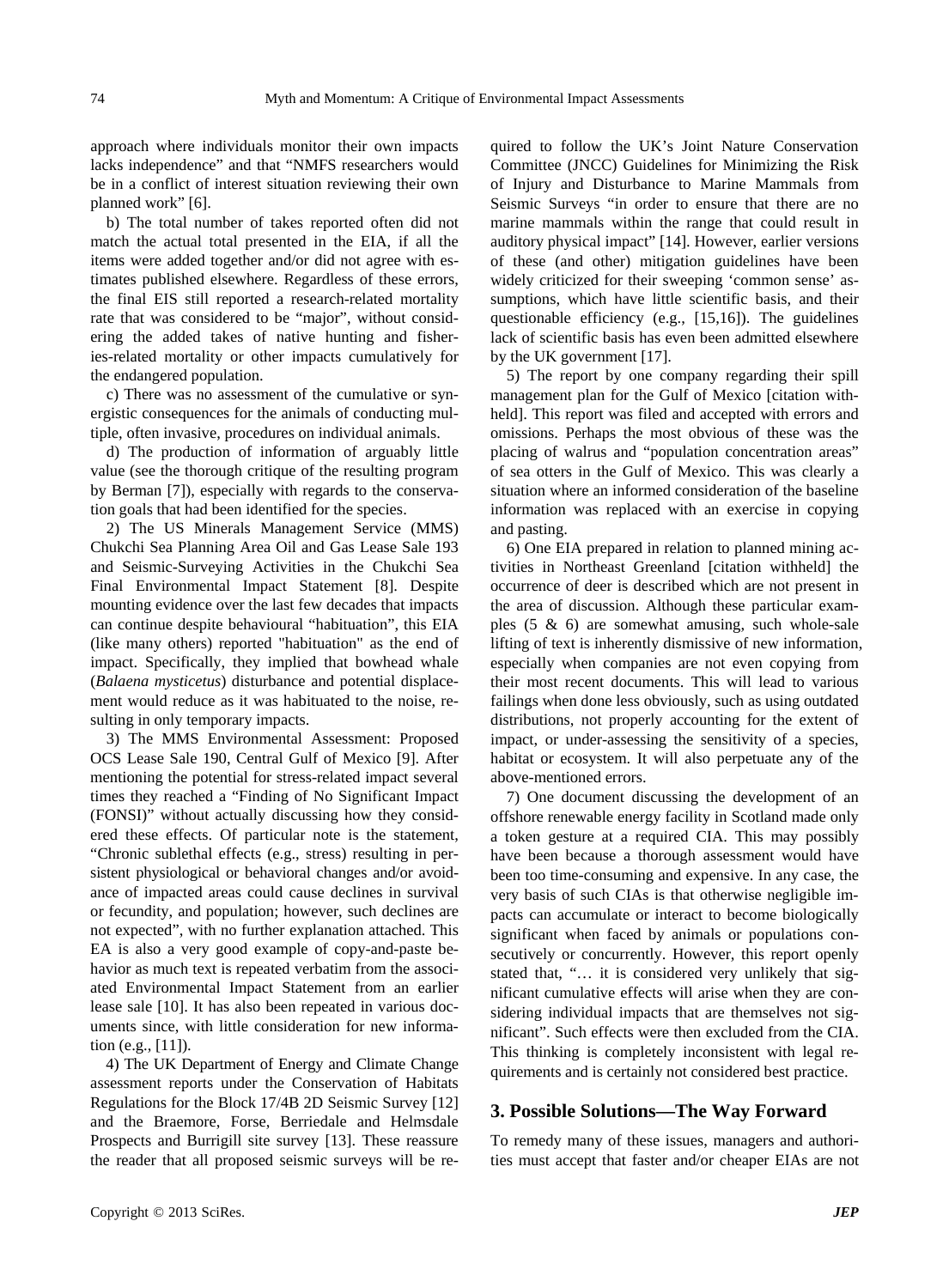approach where individuals monitor their own impacts lacks independence" and that "NMFS researchers would be in a conflict of interest situation reviewing their own planned work" [6].

b) The total number of takes reported often did not match the actual total presented in the EIA, if all the items were added together and/or did not agree with estimates published elsewhere. Regardless of these errors, the final EIS still reported a research-related mortality rate that was considered to be "major", without considering the added takes of native hunting and fisheries-related mortality or other impacts cumulatively for the endangered population.

c) There was no assessment of the cumulative or synergistic consequences for the animals of conducting multiple, often invasive, procedures on individual animals.

d) The production of information of arguably little value (see the thorough critique of the resulting program by Berman [7]), especially with regards to the conservation goals that had been identified for the species.

2) The US Minerals Management Service (MMS) Chukchi Sea Planning Area Oil and Gas Lease Sale 193 and Seismic-Surveying Activities in the Chukchi Sea Final Environmental Impact Statement [8]. Despite mounting evidence over the last few decades that impacts can continue despite behavioural "habituation", this EIA (like many others) reported "habituation" as the end of impact. Specifically, they implied that bowhead whale (*Balaena mysticetus*) disturbance and potential displacement would reduce as it was habituated to the noise, resulting in only temporary impacts.

3) The MMS Environmental Assessment: Proposed OCS Lease Sale 190, Central Gulf of Mexico [9]. After mentioning the potential for stress-related impact several times they reached a "Finding of No Significant Impact (FONSI)" without actually discussing how they considered these effects. Of particular note is the statement, "Chronic sublethal effects (e.g., stress) resulting in persistent physiological or behavioral changes and/or avoidance of impacted areas could cause declines in survival or fecundity, and population; however, such declines are not expected", with no further explanation attached. This EA is also a very good example of copy-and-paste behavior as much text is repeated verbatim from the associated Environmental Impact Statement from an earlier lease sale [10]. It has also been repeated in various documents since, with little consideration for new information (e.g., [11]).

4) The UK Department of Energy and Climate Change assessment reports under the Conservation of Habitats Regulations for the Block 17/4B 2D Seismic Survey [12] and the Braemore, Forse, Berriedale and Helmsdale Prospects and Burrigill site survey [13]. These reassure the reader that all proposed seismic surveys will be required to follow the UK's Joint Nature Conservation Committee (JNCC) Guidelines for Minimizing the Risk of Injury and Disturbance to Marine Mammals from Seismic Surveys "in order to ensure that there are no marine mammals within the range that could result in auditory physical impact" [14]. However, earlier versions of these (and other) mitigation guidelines have been widely criticized for their sweeping 'common sense' assumptions, which have little scientific basis, and their questionable efficiency (e.g., [15,16]). The guidelines lack of scientific basis has even been admitted elsewhere by the UK government [17].

5) The report by one company regarding their spill management plan for the Gulf of Mexico [citation withheld]. This report was filed and accepted with errors and omissions. Perhaps the most obvious of these was the placing of walrus and "population concentration areas" of sea otters in the Gulf of Mexico. This was clearly a situation where an informed consideration of the baseline information was replaced with an exercise in copying and pasting.

6) One EIA prepared in relation to planned mining activities in Northeast Greenland [citation withheld] the occurrence of deer is described which are not present in the area of discussion. Although these particular examples (5 & 6) are somewhat amusing, such whole-sale lifting of text is inherently dismissive of new information, especially when companies are not even copying from their most recent documents. This will lead to various failings when done less obviously, such as using outdated distributions, not properly accounting for the extent of impact, or under-assessing the sensitivity of a species, habitat or ecosystem. It will also perpetuate any of the above-mentioned errors.

7) One document discussing the development of an offshore renewable energy facility in Scotland made only a token gesture at a required CIA. This may possibly have been because a thorough assessment would have been too time-consuming and expensive. In any case, the very basis of such CIAs is that otherwise negligible impacts can accumulate or interact to become biologically significant when faced by animals or populations consecutively or concurrently. However, this report openly stated that, "… it is considered very unlikely that significant cumulative effects will arise when they are considering individual impacts that are themselves not significant". Such effects were then excluded from the CIA. This thinking is completely inconsistent with legal requirements and is certainly not considered best practice.

## 3. Possible Solutions—The Way Forward

To remedy many of these issues, managers and authorities must accept that faster and/or cheaper EIAs are not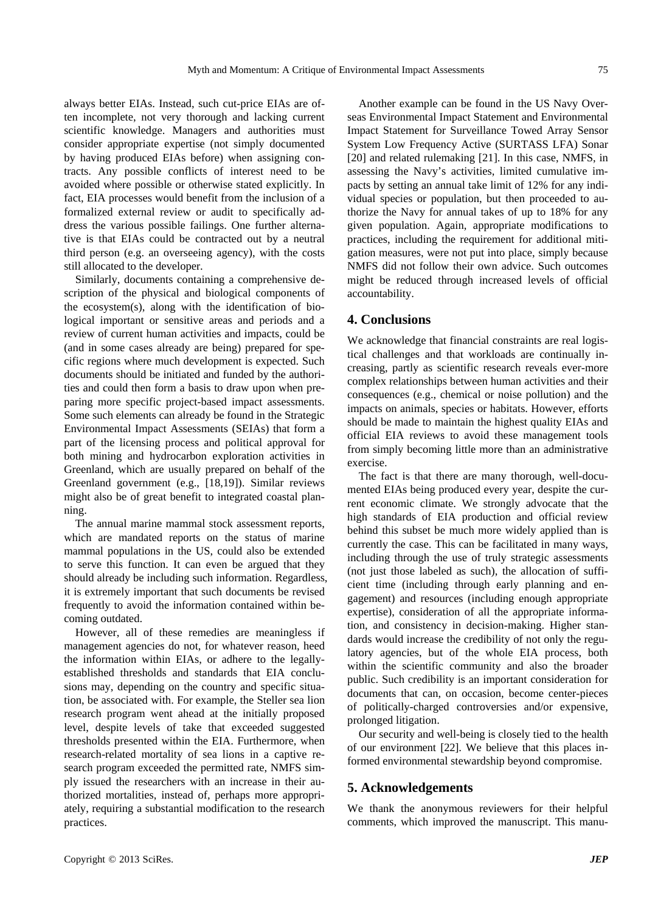always better EIAs. Instead, such cut-price EIAs are often incomplete, not very thorough and lacking current scientific knowledge. Managers and authorities must consider appropriate expertise (not simply documented by having produced EIAs before) when assigning contracts. Any possible conflicts of interest need to be avoided where possible or otherwise stated explicitly. In fact, EIA processes would benefit from the inclusion of a formalized external review or audit to specifically address the various possible failings. One further alternative is that EIAs could be contracted out by a neutral third person (e.g. an overseeing agency), with the costs still allocated to the developer.

Similarly, documents containing a comprehensive description of the physical and biological components of the ecosystem(s), along with the identification of biological important or sensitive areas and periods and a review of current human activities and impacts, could be (and in some cases already are being) prepared for specific regions where much development is expected. Such documents should be initiated and funded by the authorities and could then form a basis to draw upon when preparing more specific project-based impact assessments. Some such elements can already be found in the Strategic Environmental Impact Assessments (SEIAs) that form a part of the licensing process and political approval for both mining and hydrocarbon exploration activities in Greenland, which are usually prepared on behalf of the Greenland government (e.g., [18,19]). Similar reviews might also be of great benefit to integrated coastal planning.

The annual marine mammal stock assessment reports, which are mandated reports on the status of marine mammal populations in the US, could also be extended to serve this function. It can even be argued that they should already be including such information. Regardless, it is extremely important that such documents be revised frequently to avoid the information contained within becoming outdated.

However, all of these remedies are meaningless if management agencies do not, for whatever reason, heed the information within EIAs, or adhere to the legally-established thresholds and standards that EIA conclusions may, depending on the country and specific situation, be associated with. For example, the Steller sea lion research program went ahead at the initially proposed level, despite levels of take that exceeded suggested thresholds presented within the EIA. Furthermore, when research-related mortality of sea lions in a captive research program exceeded the permitted rate, NMFS simply issued the researchers with an increase in their authorized mortalities, instead of, perhaps more appropriately, requiring a substantial modification to the research practices.

Another example can be found in the US Navy Overseas Environmental Impact Statement and Environmental Impact Statement for Surveillance Towed Array Sensor System Low Frequency Active (SURTASS LFA) Sonar [20] and related rulemaking [21]. In this case, NMFS, in assessing the Navy's activities, limited cumulative impacts by setting an annual take limit of 12% for any individual species or population, but then proceeded to authorize the Navy for annual takes of up to 18% for any given population. Again, appropriate modifications to practices, including the requirement for additional mitigation measures, were not put into place, simply because NMFS did not follow their own advice. Such outcomes might be reduced through increased levels of official accountability.

## 4. Conclusions

We acknowledge that financial constraints are real logistical challenges and that workloads are continually increasing, partly as scientific research reveals ever-more complex relationships between human activities and their consequences (e.g., chemical or noise pollution) and the impacts on animals, species or habitats. However, efforts should be made to maintain the highest quality EIAs and official EIA reviews to avoid these management tools from simply becoming little more than an administrative exercise.

The fact is that there are many thorough, well-documented EIAs being produced every year, despite the current economic climate. We strongly advocate that the high standards of EIA production and official review behind this subset be much more widely applied than is currently the case. This can be facilitated in many ways, including through the use of truly strategic assessments (not just those labeled as such), the allocation of sufficient time (including through early planning and engagement) and resources (including enough appropriate expertise), consideration of all the appropriate information, and consistency in decision-making. Higher standards would increase the credibility of not only the regulatory agencies, but of the whole EIA process, both within the scientific community and also the broader public. Such credibility is an important consideration for documents that can, on occasion, become center-pieces of politically-charged controversies and/or expensive, prolonged litigation.

Our security and well-being is closely tied to the health of our environment [22]. We believe that this places informed environmental stewardship beyond compromise.

## 5. Acknowledgements

We thank the anonymous reviewers for their helpful comments, which improved the manuscript. This manu-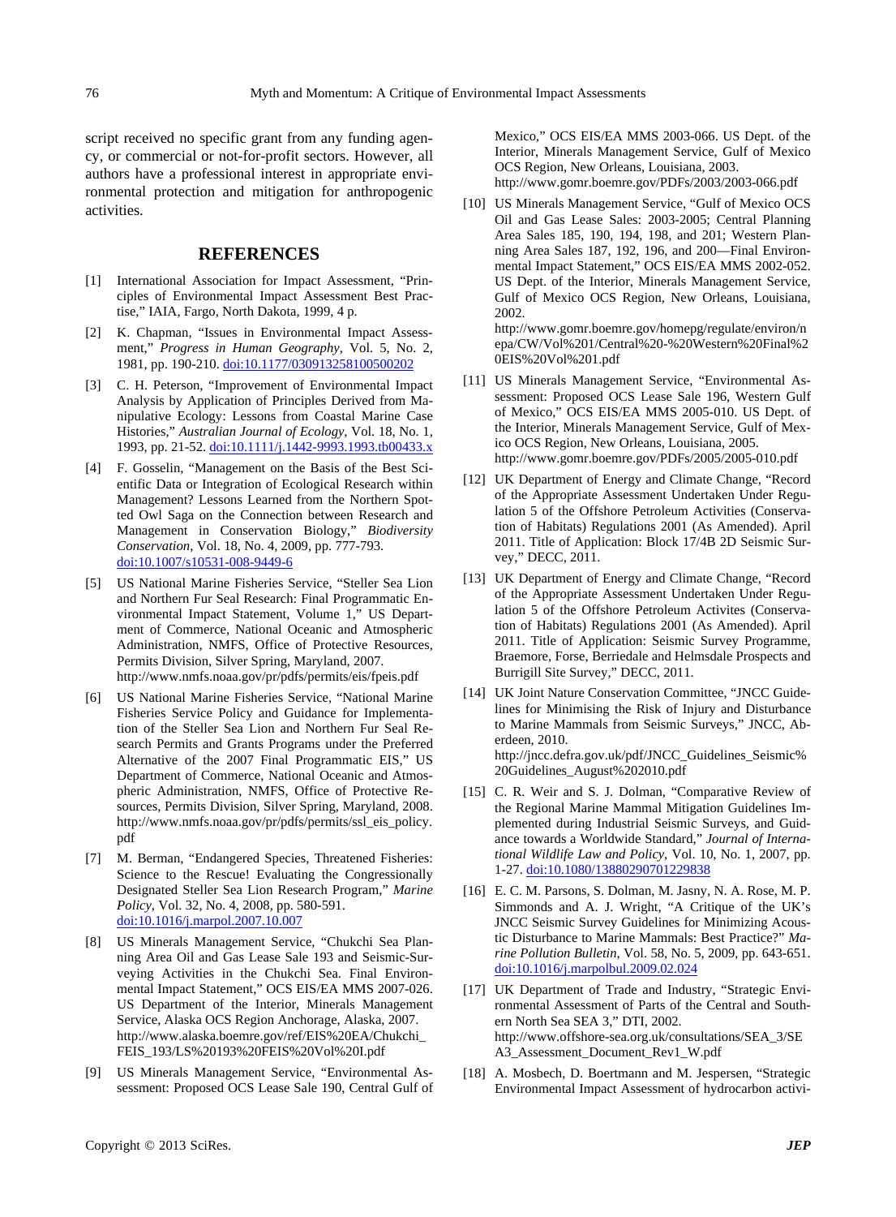script received no specific grant from any funding agency, or commercial or not-for-profit sectors. However, all authors have a professional interest in appropriate environmental protection and mitigation for anthropogenic activities.

## REFERENCES

[1] International Association for Impact Assessment, "Principles of Environmental Impact Assessment Best Practise," IAIA, Fargo, North Dakota, 1999, 4 p.

[2] K. Chapman, "Issues in Environmental Impact Assessment," *Progress in Human Geography*, Vol. 5, No. 2, 1981, pp. 190-210. doi:10.1177/030913258100500202

[3] C. H. Peterson, "Improvement of Environmental Impact Analysis by Application of Principles Derived from Manipulative Ecology: Lessons from Coastal Marine Case Histories," *Australian Journal of Ecology*, Vol. 18, No. 1, 1993, pp. 21-52. doi:10.1111/j.1442-9993.1993.tb00433.x

[4] F. Gosselin, "Management on the Basis of the Best Scientific Data or Integration of Ecological Research within Management? Lessons Learned from the Northern Spotted Owl Saga on the Connection between Research and Management in Conservation Biology," *Biodiversity Conservation*, Vol. 18, No. 4, 2009, pp. 777-793. doi:10.1007/s10531-008-9449-6

[5] US National Marine Fisheries Service, "Steller Sea Lion and Northern Fur Seal Research: Final Programmatic Environmental Impact Statement, Volume 1," US Department of Commerce, National Oceanic and Atmospheric Administration, NMFS, Office of Protective Resources, Permits Division, Silver Spring, Maryland, 2007. http://www.nmfs.noaa.gov/pr/pdfs/permits/eis/fpeis.pdf

[6] US National Marine Fisheries Service, "National Marine Fisheries Service Policy and Guidance for Implementation of the Steller Sea Lion and Northern Fur Seal Research Permits and Grants Programs under the Preferred Alternative of the 2007 Final Programmatic EIS," US Department of Commerce, National Oceanic and Atmospheric Administration, NMFS, Office of Protective Resources, Permits Division, Silver Spring, Maryland, 2008. http://www.nmfs.noaa.gov/pr/pdfs/permits/ssl_eis_policy.pdf

[7] M. Berman, "Endangered Species, Threatened Fisheries: Science to the Rescue! Evaluating the Congressionally Designated Steller Sea Lion Research Program," *Marine Policy*, Vol. 32, No. 4, 2008, pp. 580-591. doi:10.1016/j.marpol.2007.10.007

[8] US Minerals Management Service, "Chukchi Sea Planning Area Oil and Gas Lease Sale 193 and Seismic-Surveying Activities in the Chukchi Sea. Final Environmental Impact Statement," OCS EIS/EA MMS 2007-026. US Department of the Interior, Minerals Management Service, Alaska OCS Region Anchorage, Alaska, 2007. http://www.alaska.boemre.gov/ref/EIS%20EA/Chukchi_FEIS_193/LS%20193%20FEIS%20Vol%20I.pdf

[9] US Minerals Management Service, "Environmental Assessment: Proposed OCS Lease Sale 190, Central Gulf of Mexico," OCS EIS/EA MMS 2003-066. US Dept. of the Interior, Minerals Management Service, Gulf of Mexico OCS Region, New Orleans, Louisiana, 2003. http://www.gomr.boemre.gov/PDFs/2003/2003-066.pdf

[10] US Minerals Management Service, "Gulf of Mexico OCS Oil and Gas Lease Sales: 2003-2005; Central Planning Area Sales 185, 190, 194, 198, and 201; Western Planning Area Sales 187, 192, 196, and 200—Final Environmental Impact Statement," OCS EIS/EA MMS 2002-052. US Dept. of the Interior, Minerals Management Service, Gulf of Mexico OCS Region, New Orleans, Louisiana, 2002. http://www.gomr.boemre.gov/homepg/regulate/environ/nepa/CW/Vol%201/Central%20-%20Western%20Final%20EIS%20Vol%201.pdf

[11] US Minerals Management Service, "Environmental Assessment: Proposed OCS Lease Sale 196, Western Gulf of Mexico," OCS EIS/EA MMS 2005-010. US Dept. of the Interior, Minerals Management Service, Gulf of Mexico OCS Region, New Orleans, Louisiana, 2005. http://www.gomr.boemre.gov/PDFs/2005/2005-010.pdf

[12] UK Department of Energy and Climate Change, "Record of the Appropriate Assessment Undertaken Under Regulation 5 of the Offshore Petroleum Activities (Conservation of Habitats) Regulations 2001 (As Amended). April 2011. Title of Application: Block 17/4B 2D Seismic Survey," DECC, 2011.

[13] UK Department of Energy and Climate Change, "Record of the Appropriate Assessment Undertaken Under Regulation 5 of the Offshore Petroleum Activites (Conservation of Habitats) Regulations 2001 (As Amended). April 2011. Title of Application: Seismic Survey Programme, Braemore, Forse, Berriedale and Helmsdale Prospects and Burrigill Site Survey," DECC, 2011.

[14] UK Joint Nature Conservation Committee, "JNCC Guidelines for Minimising the Risk of Injury and Disturbance to Marine Mammals from Seismic Surveys," JNCC, Aberdeen, 2010. http://jncc.defra.gov.uk/pdf/JNCC_Guidelines_Seismic%20Guidelines_August%202010.pdf

[15] C. R. Weir and S. J. Dolman, "Comparative Review of the Regional Marine Mammal Mitigation Guidelines Implemented during Industrial Seismic Surveys, and Guidance towards a Worldwide Standard," *Journal of International Wildlife Law and Policy*, Vol. 10, No. 1, 2007, pp. 1-27. doi:10.1080/13880290701229838

[16] E. C. M. Parsons, S. Dolman, N. A. Jasny, N. A. Rose, M. P. Simmonds and A. J. Wright, "A Critique of the UK's JNCC Seismic Survey Guidelines for Minimizing Acoustic Disturbance to Marine Mammals: Best Practice?" *Marine Pollution Bulletin*, Vol. 58, No. 5, 2009, pp. 643-651. doi:10.1016/j.marpolbul.2009.02.024

[17] UK Department of Trade and Industry, "Strategic Environmental Assessment of Parts of the Central and Southern North Sea SEA 3," DTI, 2002. http://www.offshore-sea.org.uk/consultations/SEA_3/SEA3_Assessment_Document_Rev1_W.pdf

[18] A. Mosbech, D. Boertmann and M. Jespersen, "Strategic Environmental Impact Assessment of hydrocarbon activi-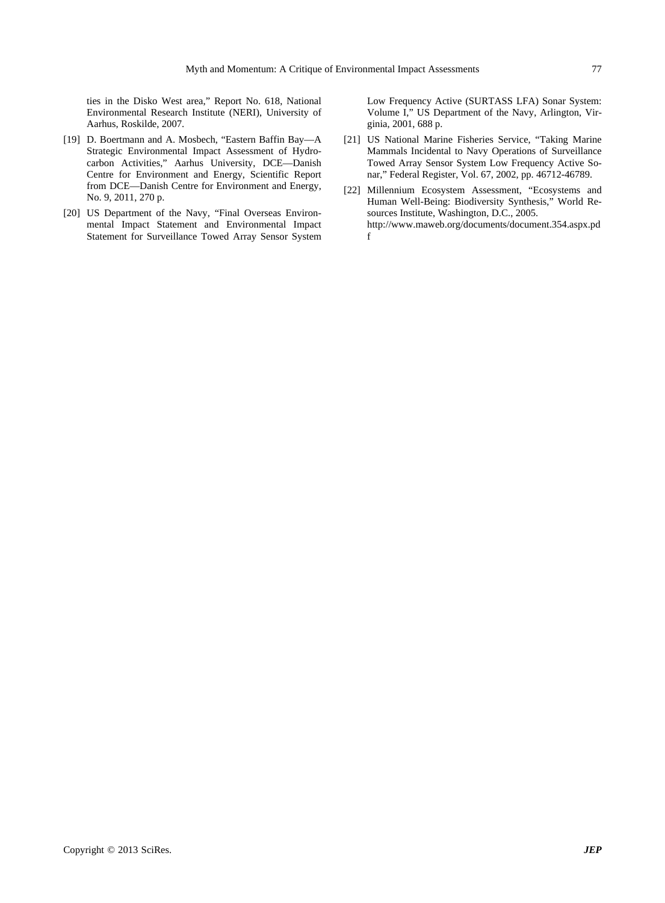ties in the Disko West area," Report No. 618, National Environmental Research Institute (NERI), University of Aarhus, Roskilde, 2007.

[19] D. Boertmann and A. Mosbech, "Eastern Baffin Bay—A Strategic Environmental Impact Assessment of Hydrocarbon Activities," Aarhus University, DCE—Danish Centre for Environment and Energy, Scientific Report from DCE—Danish Centre for Environment and Energy, No. 9, 2011, 270 p.

[20] US Department of the Navy, "Final Overseas Environmental Impact Statement and Environmental Impact Statement for Surveillance Towed Array Sensor System Low Frequency Active (SURTASS LFA) Sonar System: Volume I," US Department of the Navy, Arlington, Virginia, 2001, 688 p.

[21] US National Marine Fisheries Service, "Taking Marine Mammals Incidental to Navy Operations of Surveillance Towed Array Sensor System Low Frequency Active Sonar," Federal Register, Vol. 67, 2002, pp. 46712-46789.

[22] Millennium Ecosystem Assessment, "Ecosystems and Human Well-Being: Biodiversity Synthesis," World Resources Institute, Washington, D.C., 2005. http://www.maweb.org/documents/document.354.aspx.pdf